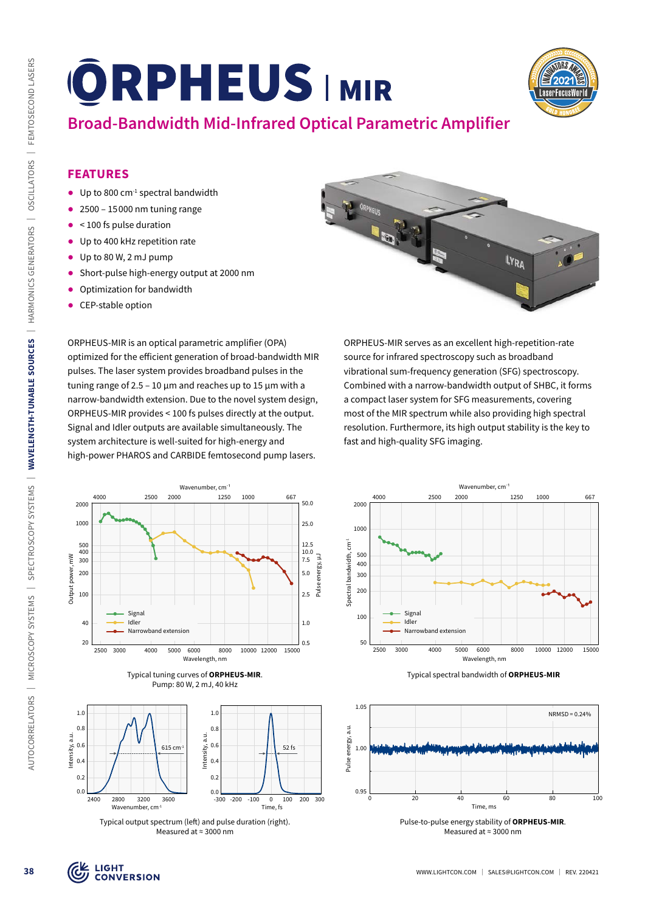# ORPHEUS | MIR

## Broad-Bandwidth Mid-Infrared Optical Parametric Amplifier

### FEATURES

- Up to 800 cm$^{-1}$ spectral bandwidth
- 2500 – 15000 nm tuning range
- < 100 fs pulse duration
- Up to 400 kHz repetition rate
- Up to 80 W, 2 mJ pump
- Short-pulse high-energy output at 2000 nm
- Optimization for bandwidth
- CEP-stable option

ORPHEUS-MIR is an optical parametric amplifier (OPA) optimized for the efficient generation of broad-bandwidth MIR pulses. The laser system provides broadband pulses in the tuning range of 2.5 – 10 µm and reaches up to 15 µm with a narrow-bandwidth extension. Due to the novel system design, ORPHEUS-MIR provides < 100 fs pulses directly at the output. Signal and Idler outputs are available simultaneously. The system architecture is well-suited for high-energy and high-power PHAROS and CARBIDE femtosecond pump lasers.

ORPHEUS-MIR serves as an excellent high-repetition-rate source for infrared spectroscopy such as broadband vibrational sum-frequency generation (SFG) spectroscopy. Combined with a narrow-bandwidth output of SHBC, it forms a compact laser system for SFG measurements, covering most of the MIR spectrum while also providing high spectral resolution. Furthermore, its high output stability is the key to fast and high-quality SFG imaging.

Typical tuning curves of **ORPHEUS-MIR**. Pump: 80 W, 2 mJ, 40 kHz

Typical spectral bandwidth of **ORPHEUS-MIR**

Typical output spectrum (left) and pulse duration (right). Measured at ≈ 3000 nm

Pulse-to-pulse energy stability of **ORPHEUS-MIR**. Measured at ≈ 3000 nm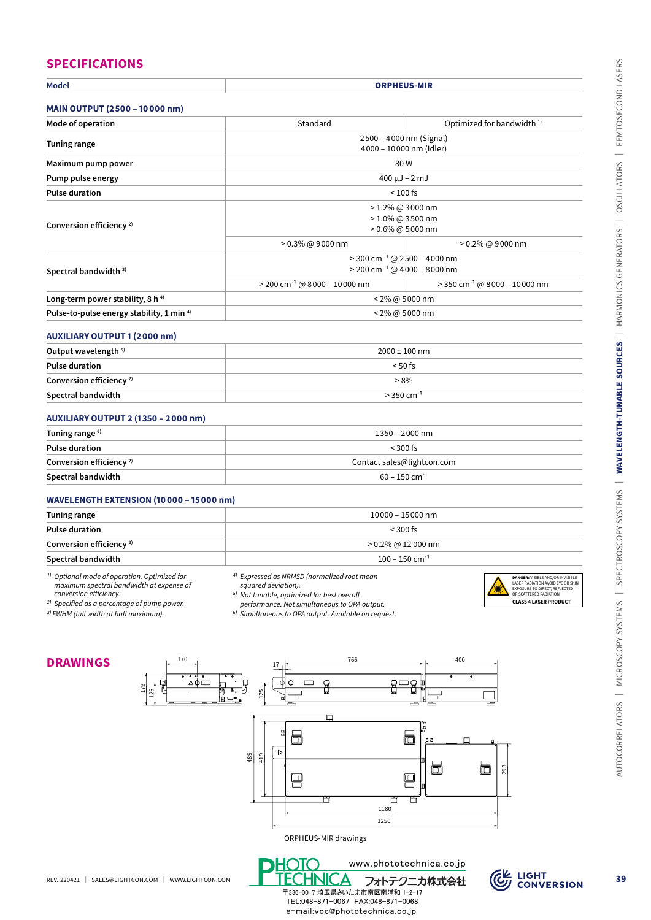## SPECIFICATIONS

| Model | ORPHEUS-MIR | |
|---|---|---|
| **MAIN OUTPUT (2500 – 10 000 nm)** | | |
| **Mode of operation** | Standard | Optimized for bandwidth [1] |
| **Tuning range** | 2500 – 4000 nm (Signal)<br>4000 – 10 000 nm (Idler) | |
| **Maximum pump power** | 80 W | |
| **Pump pulse energy** | 400 µJ – 2 mJ | |
| **Pulse duration** | < 100 fs | |
| **Conversion efficiency** [2] | > 1.2% @ 3000 nm<br>> 1.0% @ 3500 nm<br>> 0.6% @ 5000 nm | |
| | > 0.3% @ 9000 nm | > 0.2% @ 9000 nm |
| **Spectral bandwidth** [3] | > 300 $cm^{-1}$ @ 2500 – 4000 nm<br>> 200 $cm^{-1}$ @ 4000 – 8000 nm | |
| | > 200 $cm^{-1}$ @ 8000 – 10 000 nm | > 350 $cm^{-1}$ @ 8000 – 10 000 nm |
| **Long-term power stability, 8 h** [4] | < 2% @ 5000 nm | |
| **Pulse-to-pulse energy stability, 1 min** [4] | < 2% @ 5000 nm | |

### AUXILIARY OUTPUT 1 (2000 nm)

| | |
|---|---|
| **Output wavelength** [5] | 2000 ± 100 nm |
| **Pulse duration** | < 50 fs |
| **Conversion efficiency** [2] | > 8% |
| **Spectral bandwidth** | > 350 $cm^{-1}$ |

### AUXILIARY OUTPUT 2 (1350 – 2000 nm)

| | |
|---|---|
| **Tuning range** [6] | 1350 – 2000 nm |
| **Pulse duration** | < 300 fs |
| **Conversion efficiency** [2] | Contact sales@lightcon.com |
| **Spectral bandwidth** | 60 – 150 $cm^{-1}$ |

### WAVELENGTH EXTENSION (10 000 – 15 000 nm)

| | |
|---|---|
| **Tuning range** | 10 000 – 15 000 nm |
| **Pulse duration** | < 300 fs |
| **Conversion efficiency** [2] | > 0.2% @ 12 000 nm |
| **Spectral bandwidth** | 100 – 150 $cm^{-1}$ |

[1] *Optional mode of operation. Optimized for maximum spectral bandwidth at expense of conversion efficiency.*
[2] *Specified as a percentage of pump power.*
[3] *FWHM (full width at half maximum).*
[4] *Expressed as NRMSD (normalized root mean squared deviation).*
[5] *Not tunable, optimized for best overall performance. Not simultaneous to OPA output.*
[6] *Simultaneous to OPA output. Available on request.*

**DANGER:** VISIBLE AND/OR INVISIBLE LASER RADIATION AVOID EYE OR SKIN EXPOSURE TO DIRECT, REFLECTED OR SCATTERED RADIATION
**CLASS 4 LASER PRODUCT**

## DRAWINGS

170
179
125
17
766
400
125
489
419
293
1180
1250

ORPHEUS-MIR drawings

REV. 220421 | SALES@LIGHTCON.COM | WWW.LIGHTCON.COM

PHOTO TECHNICA www.phototechnica.co.jp
フォトテクニカ株式会社
〒336-0017 埼玉県さいたま市南区南浦和 1-2-17
TEL:048-871-0067 FAX:048-871-0068
e-mail:voc@phototechnica.co.jp

LIGHT CONVERSION